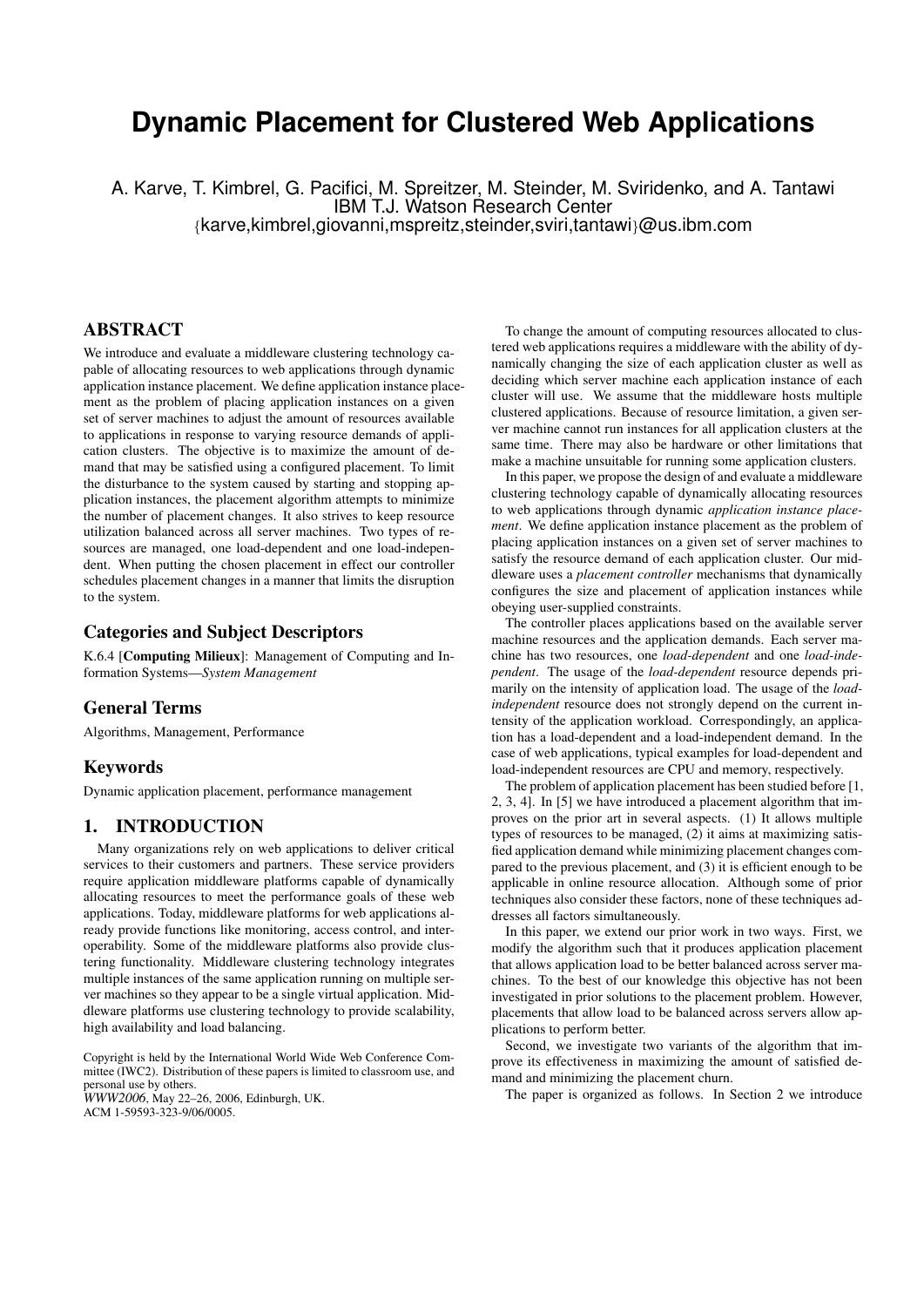# Dynamic Placement for Clustered Web Applications

A. Karve, T. Kimbrel, G. Pacifici, M. Spreitzer, M. Steinder, M. Sviridenko, and A. Tantawi
IBM T.J. Watson Research Center
{karve,kimbrel,giovanni,mspreitz,steinder,sviri,tantawi}@us.ibm.com

## ABSTRACT

We introduce and evaluate a middleware clustering technology capable of allocating resources to web applications through dynamic application instance placement. We define application instance placement as the problem of placing application instances on a given set of server machines to adjust the amount of resources available to applications in response to varying resource demands of application clusters. The objective is to maximize the amount of demand that may be satisfied using a configured placement. To limit the disturbance to the system caused by starting and stopping application instances, the placement algorithm attempts to minimize the number of placement changes. It also strives to keep resource utilization balanced across all server machines. Two types of resources are managed, one load-dependent and one load-independent. When putting the chosen placement in effect our controller schedules placement changes in a manner that limits the disruption to the system.

### Categories and Subject Descriptors

K.6.4 [**Computing Milieux**]: Management of Computing and Information Systems—*System Management*

### General Terms

Algorithms, Management, Performance

### Keywords

Dynamic application placement, performance management

## 1. INTRODUCTION

Many organizations rely on web applications to deliver critical services to their customers and partners. These service providers require application middleware platforms capable of dynamically allocating resources to meet the performance goals of these web applications. Today, middleware platforms for web applications already provide functions like monitoring, access control, and interoperability. Some of the middleware platforms also provide clustering functionality. Middleware clustering technology integrates multiple instances of the same application running on multiple server machines so they appear to be a single virtual application. Middleware platforms use clustering technology to provide scalability, high availability and load balancing.

Copyright is held by the International World Wide Web Conference Committee (IWC2). Distribution of these papers is limited to classroom use, and personal use by others.
*WWW2006*, May 22–26, 2006, Edinburgh, UK.
ACM 1-59593-323-9/06/0005.

To change the amount of computing resources allocated to clustered web applications requires a middleware with the ability of dynamically changing the size of each application cluster as well as deciding which server machine each application instance of each cluster will use. We assume that the middleware hosts multiple clustered applications. Because of resource limitation, a given server machine cannot run instances for all application clusters at the same time. There may also be hardware or other limitations that make a machine unsuitable for running some application clusters.

In this paper, we propose the design of and evaluate a middleware clustering technology capable of dynamically allocating resources to web applications through dynamic *application instance placement*. We define application instance placement as the problem of placing application instances on a given set of server machines to satisfy the resource demand of each application cluster. Our middleware uses a *placement controller* mechanisms that dynamically configures the size and placement of application instances while obeying user-supplied constraints.

The controller places applications based on the available server machine resources and the application demands. Each server machine has two resources, one *load-dependent* and one *load-independent*. The usage of the *load-dependent* resource depends primarily on the intensity of application load. The usage of the *load-independent* resource does not strongly depend on the current intensity of the application workload. Correspondingly, an application has a load-dependent and a load-independent demand. In the case of web applications, typical examples for load-dependent and load-independent resources are CPU and memory, respectively.

The problem of application placement has been studied before [1, 2, 3, 4]. In [5] we have introduced a placement algorithm that improves on the prior art in several aspects. (1) It allows multiple types of resources to be managed, (2) it aims at maximizing satisfied application demand while minimizing placement changes compared to the previous placement, and (3) it is efficient enough to be applicable in online resource allocation. Although some of prior techniques also consider these factors, none of these techniques addresses all factors simultaneously.

In this paper, we extend our prior work in two ways. First, we modify the algorithm such that it produces application placement that allows application load to be better balanced across server machines. To the best of our knowledge this objective has not been investigated in prior solutions to the placement problem. However, placements that allow load to be balanced across servers allow applications to perform better.

Second, we investigate two variants of the algorithm that improve its effectiveness in maximizing the amount of satisfied demand and minimizing the placement churn.

The paper is organized as follows. In Section 2 we introduce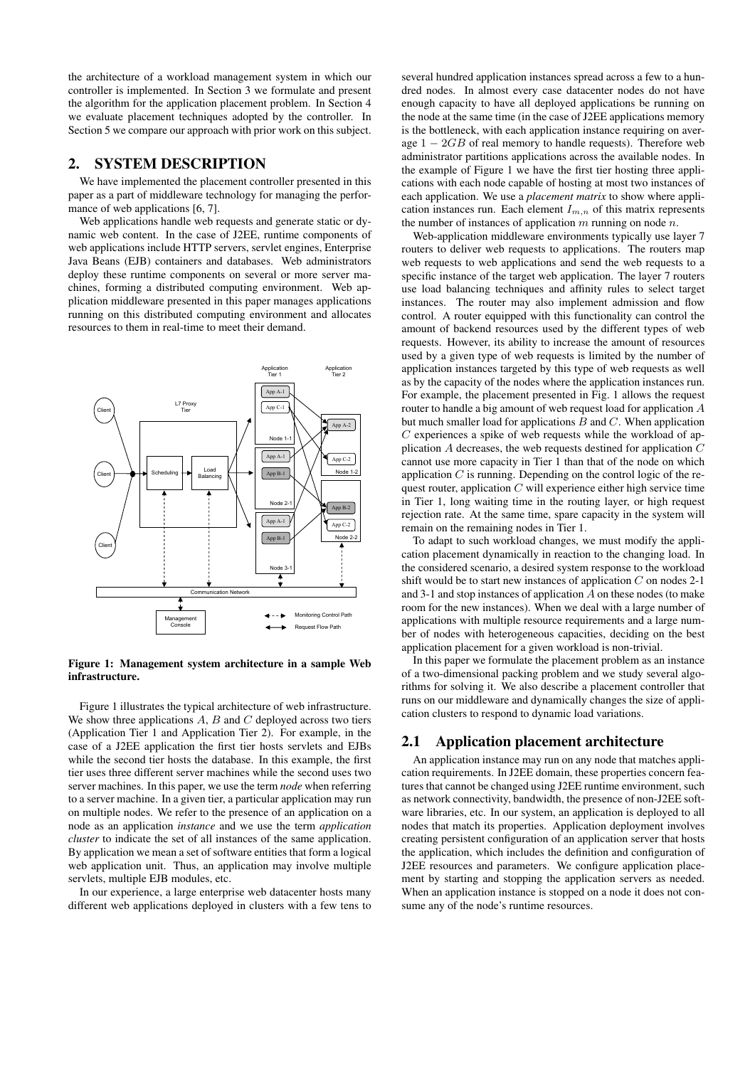the architecture of a workload management system in which our controller is implemented. In Section 3 we formulate and present the algorithm for the application placement problem. In Section 4 we evaluate placement techniques adopted by the controller. In Section 5 we compare our approach with prior work on this subject.

## 2. SYSTEM DESCRIPTION

We have implemented the placement controller presented in this paper as a part of middleware technology for managing the performance of web applications [6, 7].

Web applications handle web requests and generate static or dynamic web content. In the case of J2EE, runtime components of web applications include HTTP servers, servlet engines, Enterprise Java Beans (EJB) containers and databases. Web administrators deploy these runtime components on several or more server machines, forming a distributed computing environment. Web application middleware presented in this paper manages applications running on this distributed computing environment and allocates resources to them in real-time to meet their demand.

**Figure 1: Management system architecture in a sample Web infrastructure.**

Figure 1 illustrates the typical architecture of web infrastructure. We show three applications $A$, $B$ and $C$ deployed across two tiers (Application Tier 1 and Application Tier 2). For example, in the case of a J2EE application the first tier hosts servlets and EJBs while the second tier hosts the database. In this example, the first tier uses three different server machines while the second uses two server machines. In this paper, we use the term *node* when referring to a server machine. In a given tier, a particular application may run on multiple nodes. We refer to the presence of an application on a node as an application *instance* and we use the term *application cluster* to indicate the set of all instances of the same application. By application we mean a set of software entities that form a logical web application unit. Thus, an application may involve multiple servlets, multiple EJB modules, etc.

In our experience, a large enterprise web datacenter hosts many different web applications deployed in clusters with a few tens to several hundred application instances spread across a few to a hundred nodes. In almost every case datacenter nodes do not have enough capacity to have all deployed applications be running on the node at the same time (in the case of J2EE applications memory is the bottleneck, with each application instance requiring on average $1-2GB$ of real memory to handle requests). Therefore web administrator partitions applications across the available nodes. In the example of Figure 1 we have the first tier hosting three applications with each node capable of hosting at most two instances of each application. We use a *placement matrix* to show where application instances run. Each element $I_{m,n}$ of this matrix represents the number of instances of application $m$ running on node $n$.

Web-application middleware environments typically use layer 7 routers to deliver web requests to applications. The routers map web requests to web applications and send the web requests to a specific instance of the target web application. The layer 7 routers use load balancing techniques and affinity rules to select target instances. The router may also implement admission and flow control. A router equipped with this functionality can control the amount of backend resources used by the different types of web requests. However, its ability to increase the amount of resources used by a given type of web requests is limited by the number of application instances targeted by this type of web requests as well as by the capacity of the nodes where the application instances run. For example, the placement presented in Fig. 1 allows the request router to handle a big amount of web request load for application $A$ but much smaller load for applications $B$ and $C$. When application $C$ experiences a spike of web requests while the workload of application $A$ decreases, the web requests destined for application $C$ cannot use more capacity in Tier 1 than that of the node on which application $C$ is running. Depending on the control logic of the request router, application $C$ will experience either high service time in Tier 1, long waiting time in the routing layer, or high request rejection rate. At the same time, spare capacity in the system will remain on the remaining nodes in Tier 1.

To adapt to such workload changes, we must modify the application placement dynamically in reaction to the changing load. In the considered scenario, a desired system response to the workload shift would be to start new instances of application $C$ on nodes 2-1 and 3-1 and stop instances of application $A$ on these nodes (to make room for the new instances). When we deal with a large number of applications with multiple resource requirements and a large number of nodes with heterogeneous capacities, deciding on the best application placement for a given workload is non-trivial.

In this paper we formulate the placement problem as an instance of a two-dimensional packing problem and we study several algorithms for solving it. We also describe a placement controller that runs on our middleware and dynamically changes the size of application clusters to respond to dynamic load variations.

### 2.1 Application placement architecture

An application instance may run on any node that matches application requirements. In J2EE domain, these properties concern features that cannot be changed using J2EE runtime environment, such as network connectivity, bandwidth, the presence of non-J2EE software libraries, etc. In our system, an application is deployed to all nodes that match its properties. Application deployment involves creating persistent configuration of an application server that hosts the application, which includes the definition and configuration of J2EE resources and parameters. We configure application placement by starting and stopping the application servers as needed. When an application instance is stopped on a node it does not consume any of the node's runtime resources.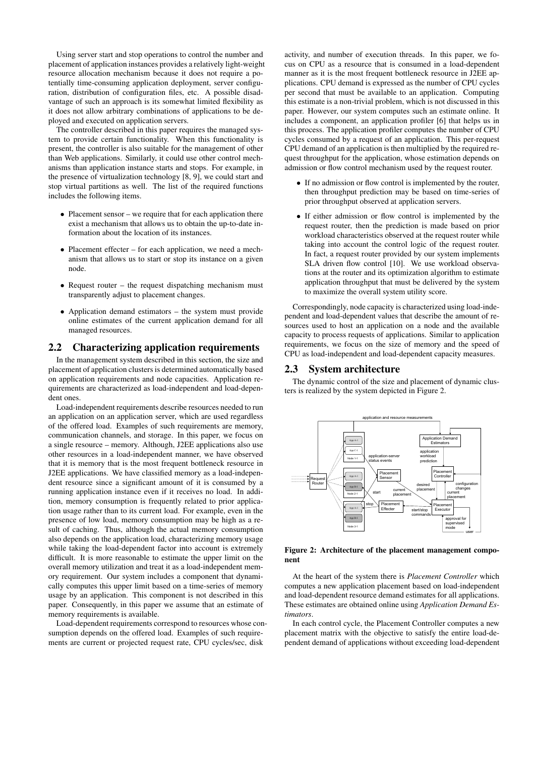Using server start and stop operations to control the number and placement of application instances provides a relatively light-weight resource allocation mechanism because it does not require a potentially time-consuming application deployment, server configuration, distribution of configuration files, etc. A possible disadvantage of such an approach is its somewhat limited flexibility as it does not allow arbitrary combinations of applications to be deployed and executed on application servers.

The controller described in this paper requires the managed system to provide certain functionality. When this functionality is present, the controller is also suitable for the management of other than Web applications. Similarly, it could use other control mechanisms than application instance starts and stops. For example, in the presence of virtualization technology [8, 9], we could start and stop virtual partitions as well. The list of the required functions includes the following items.

- Placement sensor – we require that for each application there exist a mechanism that allows us to obtain the up-to-date information about the location of its instances.
- Placement effecter – for each application, we need a mechanism that allows us to start or stop its instance on a given node.
- Request router – the request dispatching mechanism must transparently adjust to placement changes.
- Application demand estimators – the system must provide online estimates of the current application demand for all managed resources.

## 2.2 Characterizing application requirements

In the management system described in this section, the size and placement of application clusters is determined automatically based on application requirements and node capacities. Application requirements are characterized as load-independent and load-dependent ones.

Load-independent requirements describe resources needed to run an application on an application server, which are used regardless of the offered load. Examples of such requirements are memory, communication channels, and storage. In this paper, we focus on a single resource – memory. Although, J2EE applications also use other resources in a load-independent manner, we have observed that it is memory that is the most frequent bottleneck resource in J2EE applications. We have classified memory as a load-independent resource since a significant amount of it is consumed by a running application instance even if it receives no load. In addition, memory consumption is frequently related to prior application usage rather than to its current load. For example, even in the presence of low load, memory consumption may be high as a result of caching. Thus, although the actual memory consumption also depends on the application load, characterizing memory usage while taking the load-dependent factor into account is extremely difficult. It is more reasonable to estimate the upper limit on the overall memory utilization and treat it as a load-independent memory requirement. Our system includes a component that dynamically computes this upper limit based on a time-series of memory usage by an application. This component is not described in this paper. Consequently, in this paper we assume that an estimate of memory requirements is available.

Load-dependent requirements correspond to resources whose consumption depends on the offered load. Examples of such requirements are current or projected request rate, CPU cycles/sec, disk activity, and number of execution threads. In this paper, we focus on CPU as a resource that is consumed in a load-dependent manner as it is the most frequent bottleneck resource in J2EE applications. CPU demand is expressed as the number of CPU cycles per second that must be available to an application. Computing this estimate is a non-trivial problem, which is not discussed in this paper. However, our system computes such an estimate online. It includes a component, an application profiler [6] that helps us in this process. The application profiler computes the number of CPU cycles consumed by a request of an application. This per-request CPU demand of an application is then multiplied by the required request throughput for the application, whose estimation depends on admission or flow control mechanism used by the request router.

- If no admission or flow control is implemented by the router, then throughput prediction may be based on time-series of prior throughput observed at application servers.
- If either admission or flow control is implemented by the request router, then the prediction is made based on prior workload characteristics observed at the request router while taking into account the control logic of the request router. In fact, a request router provided by our system implements SLA driven flow control [10]. We use workload observations at the router and its optimization algorithm to estimate application throughput that must be delivered by the system to maximize the overall system utility score.

Correspondingly, node capacity is characterized using load-independent and load-dependent values that describe the amount of resources used to host an application on a node and the available capacity to process requests of applications. Similar to application requirements, we focus on the size of memory and the speed of CPU as load-independent and load-dependent capacity measures.

## 2.3 System architecture

The dynamic control of the size and placement of dynamic clusters is realized by the system depicted in Figure 2.

**Figure 2: Architecture of the placement management component**

At the heart of the system there is *Placement Controller* which computes a new application placement based on load-independent and load-dependent resource demand estimates for all applications. These estimates are obtained online using *Application Demand Estimators*.

In each control cycle, the Placement Controller computes a new placement matrix with the objective to satisfy the entire load-dependent demand of applications without exceeding load-dependent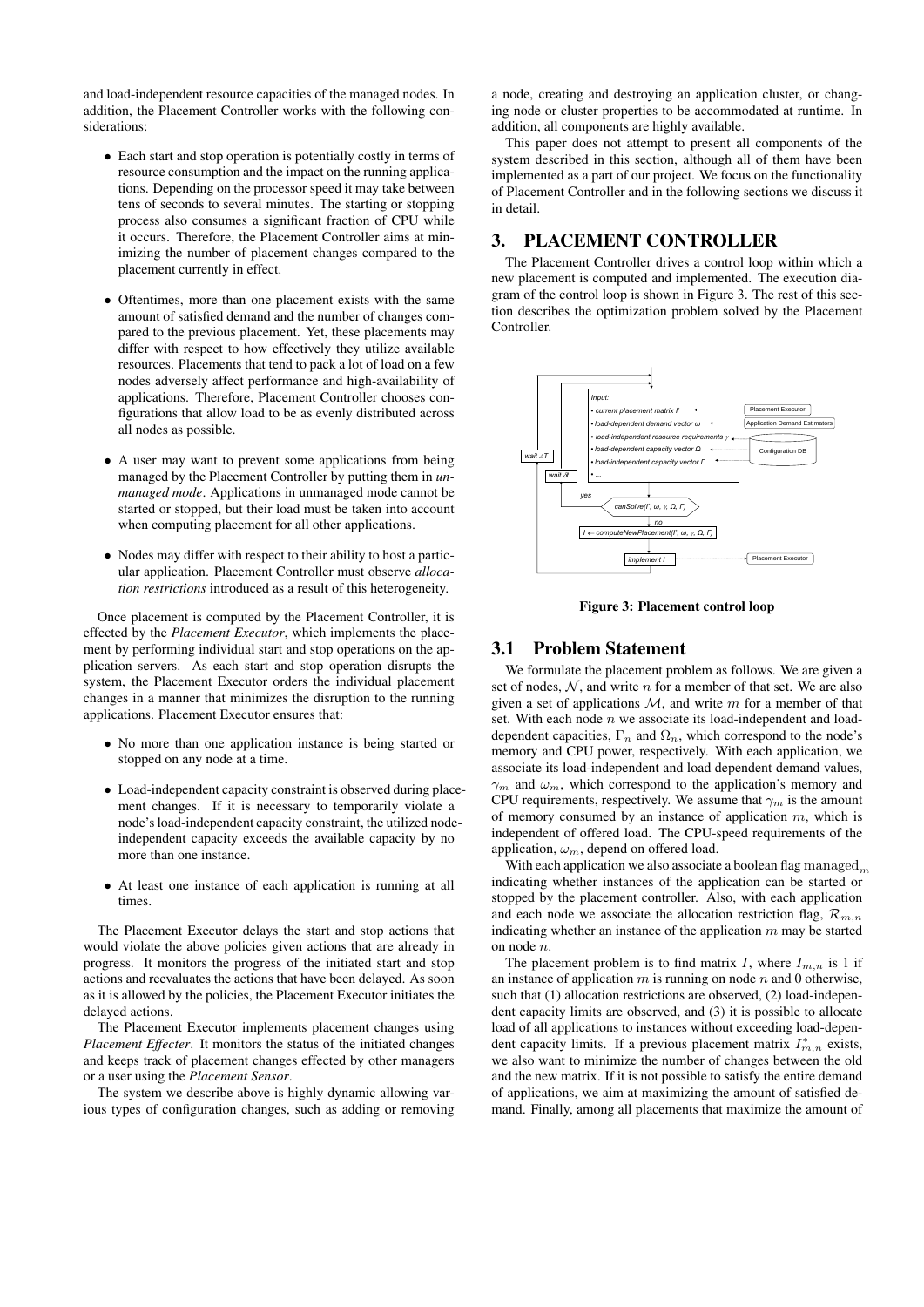and load-independent resource capacities of the managed nodes. In addition, the Placement Controller works with the following considerations:

- Each start and stop operation is potentially costly in terms of resource consumption and the impact on the running applications. Depending on the processor speed it may take between tens of seconds to several minutes. The starting or stopping process also consumes a significant fraction of CPU while it occurs. Therefore, the Placement Controller aims at minimizing the number of placement changes compared to the placement currently in effect.

- Oftentimes, more than one placement exists with the same amount of satisfied demand and the number of changes compared to the previous placement. Yet, these placements may differ with respect to how effectively they utilize available resources. Placements that tend to pack a lot of load on a few nodes adversely affect performance and high-availability of applications. Therefore, Placement Controller chooses configurations that allow load to be as evenly distributed across all nodes as possible.

- A user may want to prevent some applications from being managed by the Placement Controller by putting them in *unmanaged mode*. Applications in unmanaged mode cannot be started or stopped, but their load must be taken into account when computing placement for all other applications.

- Nodes may differ with respect to their ability to host a particular application. Placement Controller must observe *allocation restrictions* introduced as a result of this heterogeneity.

Once placement is computed by the Placement Controller, it is effected by the *Placement Executor*, which implements the placement by performing individual start and stop operations on the application servers. As each start and stop operation disrupts the system, the Placement Executor orders the individual placement changes in a manner that minimizes the disruption to the running applications. Placement Executor ensures that:

- No more than one application instance is being started or stopped on any node at a time.

- Load-independent capacity constraint is observed during placement changes. If it is necessary to temporarily violate a node's load-independent capacity constraint, the utilized node-independent capacity exceeds the available capacity by no more than one instance.

- At least one instance of each application is running at all times.

The Placement Executor delays the start and stop actions that would violate the above policies given actions that are already in progress. It monitors the progress of the initiated start and stop actions and reevaluates the actions that have been delayed. As soon as it is allowed by the policies, the Placement Executor initiates the delayed actions.

The Placement Executor implements placement changes using *Placement Effecter*. It monitors the status of the initiated changes and keeps track of placement changes effected by other managers or a user using the *Placement Sensor*.

The system we describe above is highly dynamic allowing various types of configuration changes, such as adding or removing a node, creating and destroying an application cluster, or changing node or cluster properties to be accommodated at runtime. In addition, all components are highly available.

This paper does not attempt to present all components of the system described in this section, although all of them have been implemented as a part of our project. We focus on the functionality of Placement Controller and in the following sections we discuss it in detail.

# 3. PLACEMENT CONTROLLER

The Placement Controller drives a control loop within which a new placement is computed and implemented. The execution diagram of the control loop is shown in Figure 3. The rest of this section describes the optimization problem solved by the Placement Controller.

**Figure 3: Placement control loop**

## 3.1 Problem Statement

We formulate the placement problem as follows. We are given a set of nodes, $\mathcal{N}$, and write $n$ for a member of that set. We are also given a set of applications $\mathcal{M}$, and write $m$ for a member of that set. With each node $n$ we associate its load-independent and load-dependent capacities, $\Gamma_n$ and $\Omega_n$, which correspond to the node's memory and CPU power, respectively. With each application, we associate its load-independent and load dependent demand values, $\gamma_m$ and $\omega_m$, which correspond to the application's memory and CPU requirements, respectively. We assume that $\gamma_m$ is the amount of memory consumed by an instance of application $m$, which is independent of offered load. The CPU-speed requirements of the application, $\omega_m$, depend on offered load.

With each application we also associate a boolean flag $\mathrm{managed}_m$ indicating whether instances of the application can be started or stopped by the placement controller. Also, with each application and each node we associate the allocation restriction flag, $\mathcal{R}_{m,n}$ indicating whether an instance of the application $m$ may be started on node $n$.

The placement problem is to find matrix $I$, where $I_{m,n}$ is 1 if an instance of application $m$ is running on node $n$ and 0 otherwise, such that (1) allocation restrictions are observed, (2) load-independent capacity limits are observed, and (3) it is possible to allocate load of all applications to instances without exceeding load-dependent capacity limits. If a previous placement matrix $I^*_{m,n}$ exists, we also want to minimize the number of changes between the old and the new matrix. If it is not possible to satisfy the entire demand of applications, we aim at maximizing the amount of satisfied demand. Finally, among all placements that maximize the amount of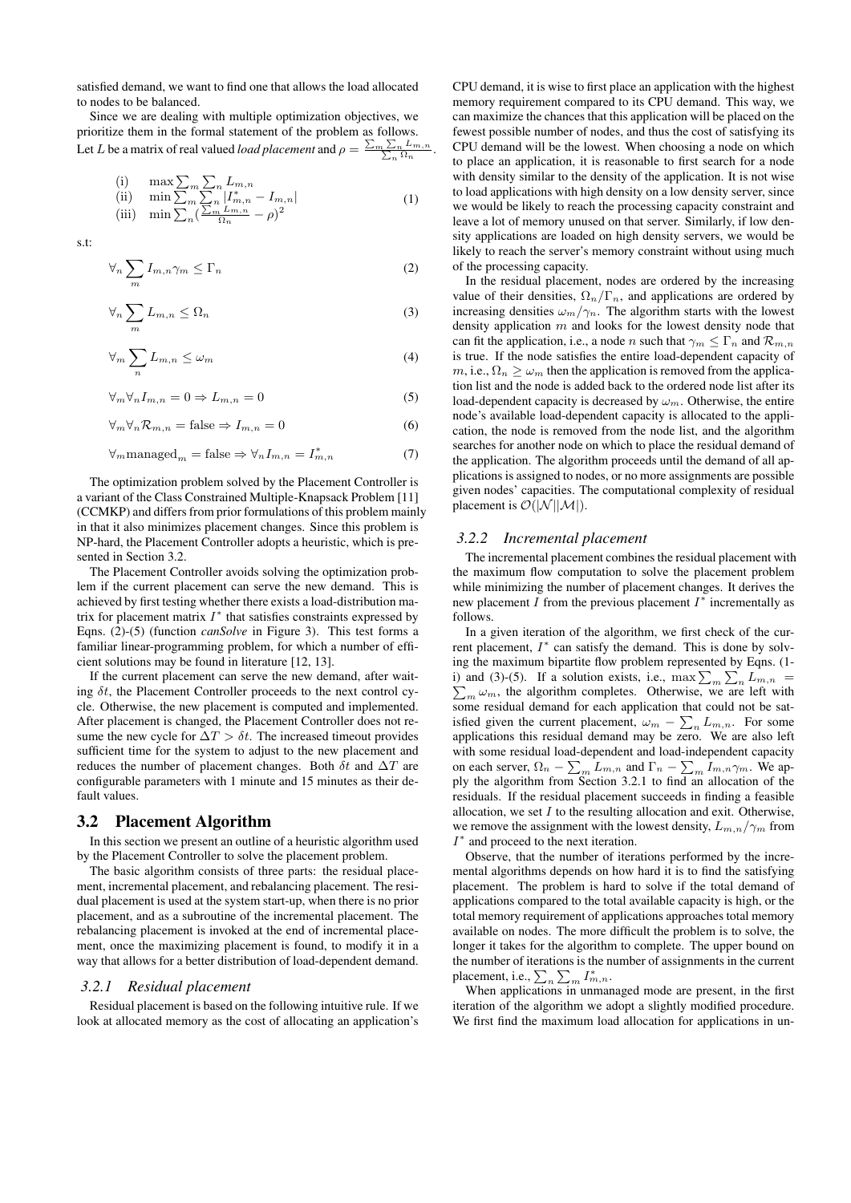satisfied demand, we want to find one that allows the load allocated to nodes to be balanced.

Since we are dealing with multiple optimization objectives, we prioritize them in the formal statement of the problem as follows. Let $L$ be a matrix of real valued *load placement* and $\rho = \frac{\sum_m \sum_n L_{m,n}}{\sum_n \Omega_n}$.

$$\begin{array}{ll} \text{(i)} & \max \sum_m \sum_n L_{m,n} \\ \text{(ii)} & \min \sum_m \sum_n |I^*_{m,n} - I_{m,n}| \\ \text{(iii)} & \min \sum_n (\frac{\sum_m L_{m,n}}{\Omega_n} - \rho)^2 \end{array} \tag{1}$$

s.t:

$$\forall_n \sum_m I_{m,n} \gamma_m \leq \Gamma_n \tag{2}$$

$$\forall_n \sum_m L_{m,n} \leq \Omega_n \tag{3}$$

$$\forall_m \sum_n L_{m,n} \leq \omega_m \tag{4}$$

$$\forall_m \forall_n I_{m,n} = 0 \Rightarrow L_{m,n} = 0 \tag{5}$$

$$\forall_m \forall_n \mathcal{R}_{m,n} = \text{false} \Rightarrow I_{m,n} = 0 \tag{6}$$

$$\forall_m \text{managed}_m = \text{false} \Rightarrow \forall_n I_{m,n} = I^*_{m,n} \tag{7}$$

The optimization problem solved by the Placement Controller is a variant of the Class Constrained Multiple-Knapsack Problem [11] (CCMKP) and differs from prior formulations of this problem mainly in that it also minimizes placement changes. Since this problem is NP-hard, the Placement Controller adopts a heuristic, which is presented in Section 3.2.

The Placement Controller avoids solving the optimization problem if the current placement can serve the new demand. This is achieved by first testing whether there exists a load-distribution matrix for placement matrix $I^*$ that satisfies constraints expressed by Eqns. (2)-(5) (function *canSolve* in Figure 3). This test forms a familiar linear-programming problem, for which a number of efficient solutions may be found in literature [12, 13].

If the current placement can serve the new demand, after waiting $\delta t$, the Placement Controller proceeds to the next control cycle. Otherwise, the new placement is computed and implemented. After placement is changed, the Placement Controller does not resume the new cycle for $\Delta T > \delta t$. The increased timeout provides sufficient time for the system to adjust to the new placement and reduces the number of placement changes. Both $\delta t$ and $\Delta T$ are configurable parameters with 1 minute and 15 minutes as their default values.

## 3.2 Placement Algorithm

In this section we present an outline of a heuristic algorithm used by the Placement Controller to solve the placement problem.

The basic algorithm consists of three parts: the residual placement, incremental placement, and rebalancing placement. The residual placement is used at the system start-up, when there is no prior placement, and as a subroutine of the incremental placement. The rebalancing placement is invoked at the end of incremental placement, once the maximizing placement is found, to modify it in a way that allows for a better distribution of load-dependent demand.

### 3.2.1 Residual placement

Residual placement is based on the following intuitive rule. If we look at allocated memory as the cost of allocating an application's CPU demand, it is wise to first place an application with the highest memory requirement compared to its CPU demand. This way, we can maximize the chances that this application will be placed on the fewest possible number of nodes, and thus the cost of satisfying its CPU demand will be the lowest. When choosing a node on which to place an application, it is reasonable to first search for a node with density similar to the density of the application. It is not wise to load applications with high density on a low density server, since we would be likely to reach the processing capacity constraint and leave a lot of memory unused on that server. Similarly, if low density applications are loaded on high density servers, we would be likely to reach the server's memory constraint without using much of the processing capacity.

In the residual placement, nodes are ordered by the increasing value of their densities, $\Omega_n/\Gamma_n$, and applications are ordered by increasing densities $\omega_m/\gamma_n$. The algorithm starts with the lowest density application $m$ and looks for the lowest density node that can fit the application, i.e., a node $n$ such that $\gamma_m \leq \Gamma_n$ and $\mathcal{R}_{m,n}$ is true. If the node satisfies the entire load-dependent capacity of $m$, i.e., $\Omega_n \geq \omega_m$ then the application is removed from the application list and the node is added back to the ordered node list after its load-dependent capacity is decreased by $\omega_m$. Otherwise, the entire node's available load-dependent capacity is allocated to the application, the node is removed from the node list, and the algorithm searches for another node on which to place the residual demand of the application. The algorithm proceeds until the demand of all applications is assigned to nodes, or no more assignments are possible given nodes' capacities. The computational complexity of residual placement is $\mathcal{O}(|\mathcal{N}||\mathcal{M}|)$.

### 3.2.2 Incremental placement

The incremental placement combines the residual placement with the maximum flow computation to solve the placement problem while minimizing the number of placement changes. It derives the new placement $I$ from the previous placement $I^*$ incrementally as follows.

In a given iteration of the algorithm, we first check of the current placement, $I^*$ can satisfy the demand. This is done by solving the maximum bipartite flow problem represented by Eqns. (1-i) and (3)-(5). If a solution exists, i.e., $\max \sum_m \sum_n L_{m,n} = \sum_m \omega_m$, the algorithm completes. Otherwise, we are left with some residual demand for each application that could not be satisfied given the current placement, $\omega_m - \sum_n L_{m,n}$. For some applications this residual demand may be zero. We are also left with some residual load-dependent and load-independent capacity on each server, $\Omega_n - \sum_m L_{m,n}$ and $\Gamma_n - \sum_m I_{m,n}\gamma_m$. We apply the algorithm from Section 3.2.1 to find an allocation of the residuals. If the residual placement succeeds in finding a feasible allocation, we set $I$ to the resulting allocation and exit. Otherwise, we remove the assignment with the lowest density, $L_{m,n}/\gamma_m$ from $I^*$ and proceed to the next iteration.

Observe, that the number of iterations performed by the incremental algorithms depends on how hard it is to find the satisfying placement. The problem is hard to solve if the total demand of applications compared to the total available capacity is high, or the total memory requirement of applications approaches total memory available on nodes. The more difficult the problem is to solve, the longer it takes for the algorithm to complete. The upper bound on the number of iterations is the number of assignments in the current placement, i.e., $\sum_n \sum_m I^*_{m,n}$.

When applications in unmanaged mode are present, in the first iteration of the algorithm we adopt a slightly modified procedure. We first find the maximum load allocation for applications in un-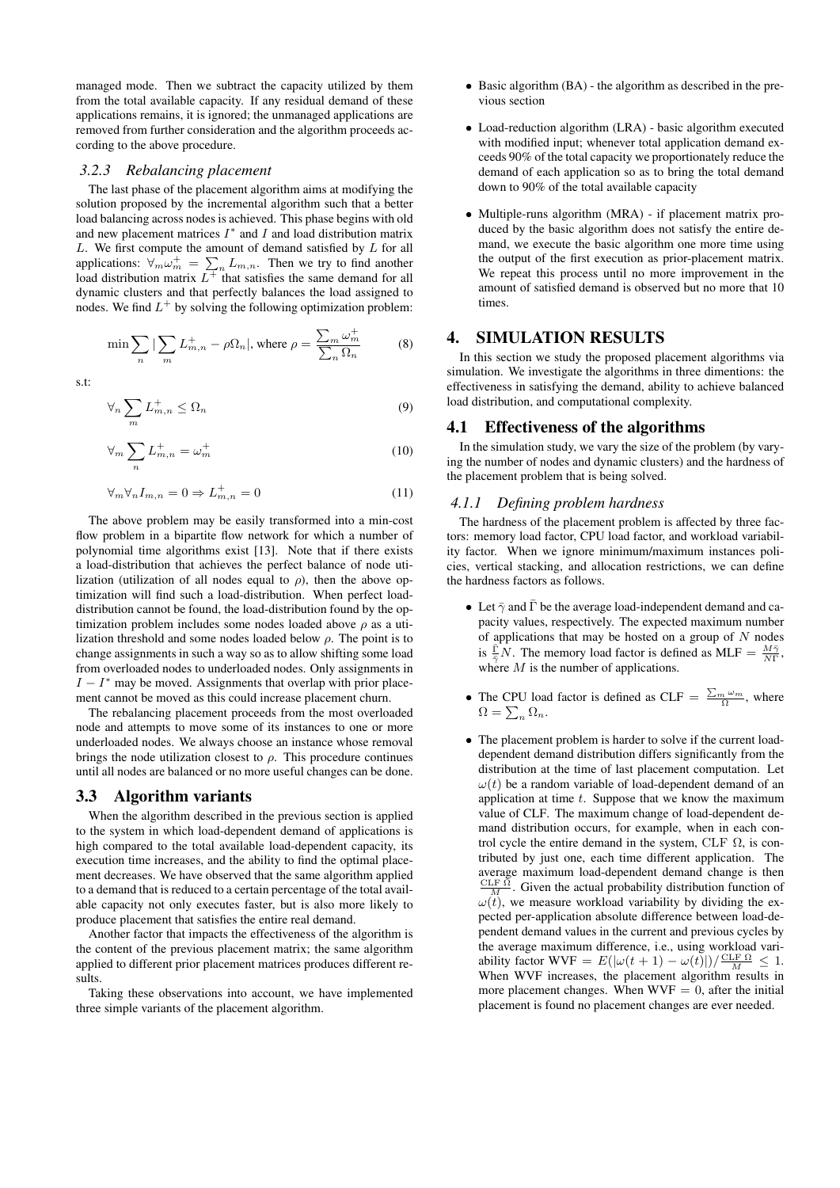managed mode. Then we subtract the capacity utilized by them from the total available capacity. If any residual demand of these applications remains, it is ignored; the unmanaged applications are removed from further consideration and the algorithm proceeds according to the above procedure.

### 3.2.3 Rebalancing placement

The last phase of the placement algorithm aims at modifying the solution proposed by the incremental algorithm such that a better load balancing across nodes is achieved. This phase begins with old and new placement matrices $I^*$ and $I$ and load distribution matrix $L$. We first compute the amount of demand satisfied by $L$ for all applications: $\forall_m \omega_m^+ = \sum_n L_{m,n}$. Then we try to find another load distribution matrix $L^+$ that satisfies the same demand for all dynamic clusters and that perfectly balances the load assigned to nodes. We find $L^+$ by solving the following optimization problem:

$$\min \sum_n |\sum_m L^+_{m,n} - \rho\Omega_n|, \text{ where } \rho = \frac{\sum_m \omega_m^+}{\sum_n \Omega_n} \tag{8}$$

s.t:

$$\forall_n \sum_m L^+_{m,n} \leq \Omega_n \tag{9}$$

$$\forall_m \sum_n L^+_{m,n} = \omega_m^+ \tag{10}$$

$$\forall_m \forall_n I_{m,n} = 0 \Rightarrow L^+_{m,n} = 0 \tag{11}$$

The above problem may be easily transformed into a min-cost flow problem in a bipartite flow network for which a number of polynomial time algorithms exist [13]. Note that if there exists a load-distribution that achieves the perfect balance of node utilization (utilization of all nodes equal to $\rho$), then the above optimization will find such a load-distribution. When perfect load-distribution cannot be found, the load-distribution found by the optimization problem includes some nodes loaded above $\rho$ as a utilization threshold and some nodes loaded below $\rho$. The point is to change assignments in such a way so as to allow shifting some load from overloaded nodes to underloaded nodes. Only assignments in $I - I^*$ may be moved. Assignments that overlap with prior placement cannot be moved as this could increase placement churn.

The rebalancing placement proceeds from the most overloaded node and attempts to move some of its instances to one or more underloaded nodes. We always choose an instance whose removal brings the node utilization closest to $\rho$. This procedure continues until all nodes are balanced or no more useful changes can be done.

## 3.3 Algorithm variants

When the algorithm described in the previous section is applied to the system in which load-dependent demand of applications is high compared to the total available load-dependent capacity, its execution time increases, and the ability to find the optimal placement decreases. We have observed that the same algorithm applied to a demand that is reduced to a certain percentage of the total available capacity not only executes faster, but is also more likely to produce placement that satisfies the entire real demand.

Another factor that impacts the effectiveness of the algorithm is the content of the previous placement matrix; the same algorithm applied to different prior placement matrices produces different results.

Taking these observations into account, we have implemented three simple variants of the placement algorithm.

- Basic algorithm (BA) - the algorithm as described in the previous section
- Load-reduction algorithm (LRA) - basic algorithm executed with modified input; whenever total application demand exceeds 90% of the total capacity we proportionately reduce the demand of each application so as to bring the total demand down to 90% of the total available capacity
- Multiple-runs algorithm (MRA) - if placement matrix produced by the basic algorithm does not satisfy the entire demand, we execute the basic algorithm one more time using the output of the first execution as prior-placement matrix. We repeat this process until no more improvement in the amount of satisfied demand is observed but no more that 10 times.

# 4. SIMULATION RESULTS

In this section we study the proposed placement algorithms via simulation. We investigate the algorithms in three dimentions: the effectiveness in satisfying the demand, ability to achieve balanced load distribution, and computational complexity.

## 4.1 Effectiveness of the algorithms

In the simulation study, we vary the size of the problem (by varying the number of nodes and dynamic clusters) and the hardness of the placement problem that is being solved.

### 4.1.1 Defining problem hardness

The hardness of the placement problem is affected by three factors: memory load factor, CPU load factor, and workload variability factor. When we ignore minimum/maximum instances policies, vertical stacking, and allocation restrictions, we can define the hardness factors as follows.

- Let $\bar{\gamma}$ and $\bar{\Gamma}$ be the average load-independent demand and capacity values, respectively. The expected maximum number of applications that may be hosted on a group of $N$ nodes is $\frac{\bar{\Gamma}}{\bar{\gamma}}N$. The memory load factor is defined as $\text{MLF} = \frac{M\bar{\gamma}}{N\bar{\Gamma}}$, where $M$ is the number of applications.
- The CPU load factor is defined as $\text{CLF} = \frac{\sum_m \omega_m}{\Omega}$, where $\Omega = \sum_n \Omega_n$.
- The placement problem is harder to solve if the current load-dependent demand distribution differs significantly from the distribution at the time of last placement computation. Let $\omega(t)$ be a random variable of load-dependent demand of an application at time $t$. Suppose that we know the maximum value of CLF. The maximum change of load-dependent demand distribution occurs, for example, when in each control cycle the entire demand in the system, CLF $\Omega$, is contributed by just one, each time different application. The average maximum load-dependent demand change is then $\frac{\text{CLF}\ \Omega}{M}$. Given the actual probability distribution function of $\omega(t)$, we measure workload variability by dividing the expected per-application absolute difference between load-dependent demand values in the current and previous cycles by the average maximum difference, i.e., using workload variability factor $\text{WVF} = E(|\omega(t+1) - \omega(t)|)/\frac{\text{CLF}\ \Omega}{M} \leq 1$. When WVF increases, the placement algorithm results in more placement changes. When $\text{WVF} = 0$, after the initial placement is found no placement changes are ever needed.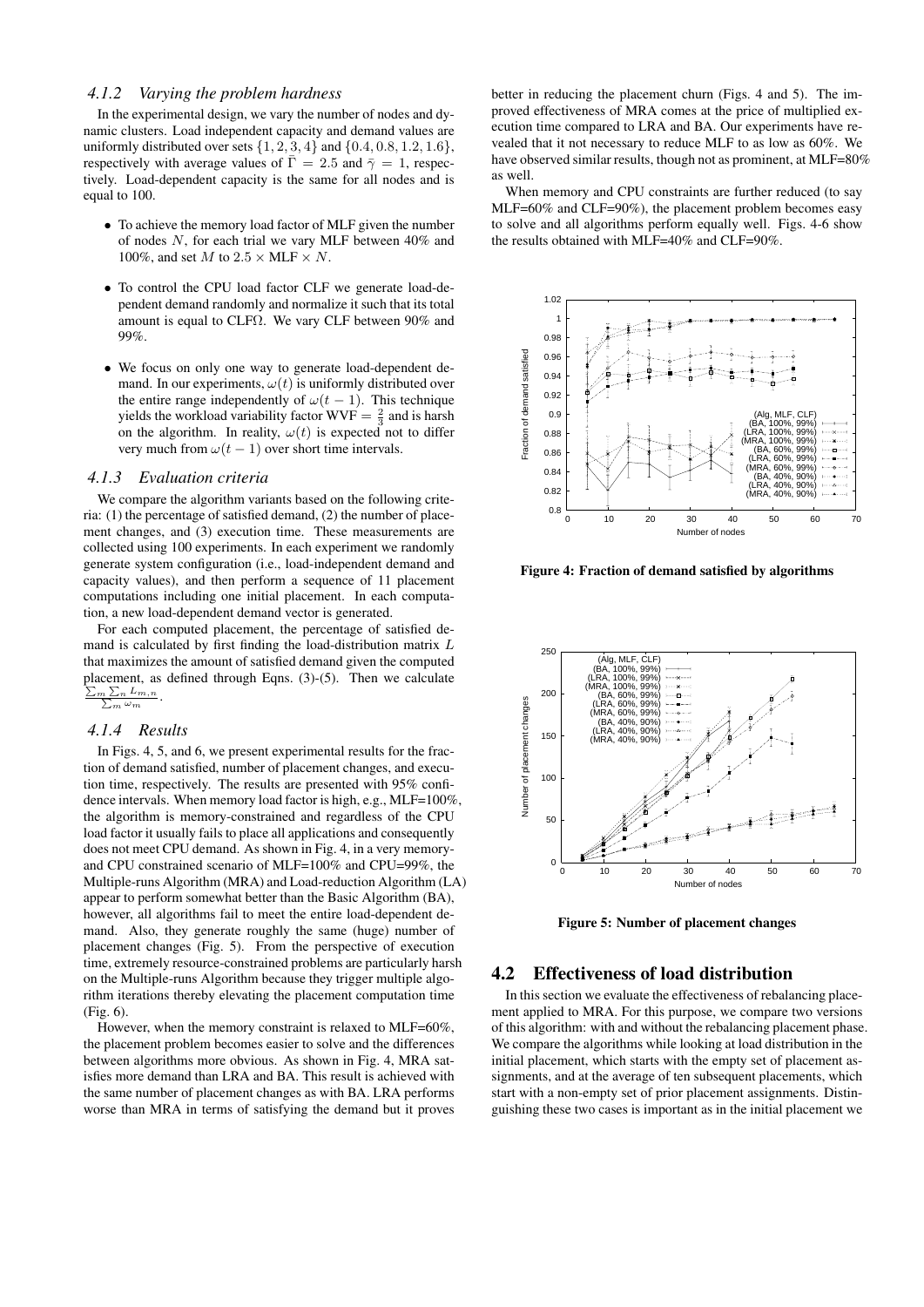### 4.1.2 Varying the problem hardness

In the experimental design, we vary the number of nodes and dynamic clusters. Load independent capacity and demand values are uniformly distributed over sets $\{1, 2, 3, 4\}$ and $\{0.4, 0.8, 1.2, 1.6\}$, respectively with average values of $\bar{\Gamma} = 2.5$ and $\bar{\gamma} = 1$, respectively. Load-dependent capacity is the same for all nodes and is equal to 100.

- To achieve the memory load factor of MLF given the number of nodes $N$, for each trial we vary MLF between 40% and 100%, and set $M$ to $2.5 \times \text{MLF} \times N$.
- To control the CPU load factor CLF we generate load-dependent demand randomly and normalize it such that its total amount is equal to CLF$\Omega$. We vary CLF between 90% and 99%.
- We focus on only one way to generate load-dependent demand. In our experiments, $\omega(t)$ is uniformly distributed over the entire range independently of $\omega(t-1)$. This technique yields the workload variability factor WVF $= \frac{2}{3}$ and is harsh on the algorithm. In reality, $\omega(t)$ is expected not to differ very much from $\omega(t-1)$ over short time intervals.

### 4.1.3 Evaluation criteria

We compare the algorithm variants based on the following criteria: (1) the percentage of satisfied demand, (2) the number of placement changes, and (3) execution time. These measurements are collected using 100 experiments. In each experiment we randomly generate system configuration (i.e., load-independent demand and capacity values), and then perform a sequence of 11 placement computations including one initial placement. In each computation, a new load-dependent demand vector is generated.

For each computed placement, the percentage of satisfied demand is calculated by first finding the load-distribution matrix $L$ that maximizes the amount of satisfied demand given the computed placement, as defined through Eqns. (3)-(5). Then we calculate $\frac{\sum_m \sum_n L_{m,n}}{\sum_m \omega_m}$.

### 4.1.4 Results

In Figs. 4, 5, and 6, we present experimental results for the fraction of demand satisfied, number of placement changes, and execution time, respectively. The results are presented with 95% confidence intervals. When memory load factor is high, e.g., MLF=100%, the algorithm is memory-constrained and regardless of the CPU load factor it usually fails to place all applications and consequently does not meet CPU demand. As shown in Fig. 4, in a very memory- and CPU constrained scenario of MLF=100% and CPU=99%, the Multiple-runs Algorithm (MRA) and Load-reduction Algorithm (LA) appear to perform somewhat better than the Basic Algorithm (BA), however, all algorithms fail to meet the entire load-dependent demand. Also, they generate roughly the same (huge) number of placement changes (Fig. 5). From the perspective of execution time, extremely resource-constrained problems are particularly harsh on the Multiple-runs Algorithm because they trigger multiple algorithm iterations thereby elevating the placement computation time (Fig. 6).

However, when the memory constraint is relaxed to MLF=60%, the placement problem becomes easier to solve and the differences between algorithms more obvious. As shown in Fig. 4, MRA satisfies more demand than LRA and BA. This result is achieved with the same number of placement changes as with BA. LRA performs worse than MRA in terms of satisfying the demand but it proves better in reducing the placement churn (Figs. 4 and 5). The improved effectiveness of MRA comes at the price of multiplied execution time compared to LRA and BA. Our experiments have revealed that it not necessary to reduce MLF to as low as 60%. We have observed similar results, though not as prominent, at MLF=80% as well.

When memory and CPU constraints are further reduced (to say MLF=60% and CLF=90%), the placement problem becomes easy to solve and all algorithms perform equally well. Figs. 4-6 show the results obtained with MLF=40% and CLF=90%.

**Figure 4: Fraction of demand satisfied by algorithms**

**Figure 5: Number of placement changes**

## 4.2 Effectiveness of load distribution

In this section we evaluate the effectiveness of rebalancing placement applied to MRA. For this purpose, we compare two versions of this algorithm: with and without the rebalancing placement phase. We compare the algorithms while looking at load distribution in the initial placement, which starts with the empty set of placement assignments, and at the average of ten subsequent placements, which start with a non-empty set of prior placement assignments. Distinguishing these two cases is important as in the initial placement we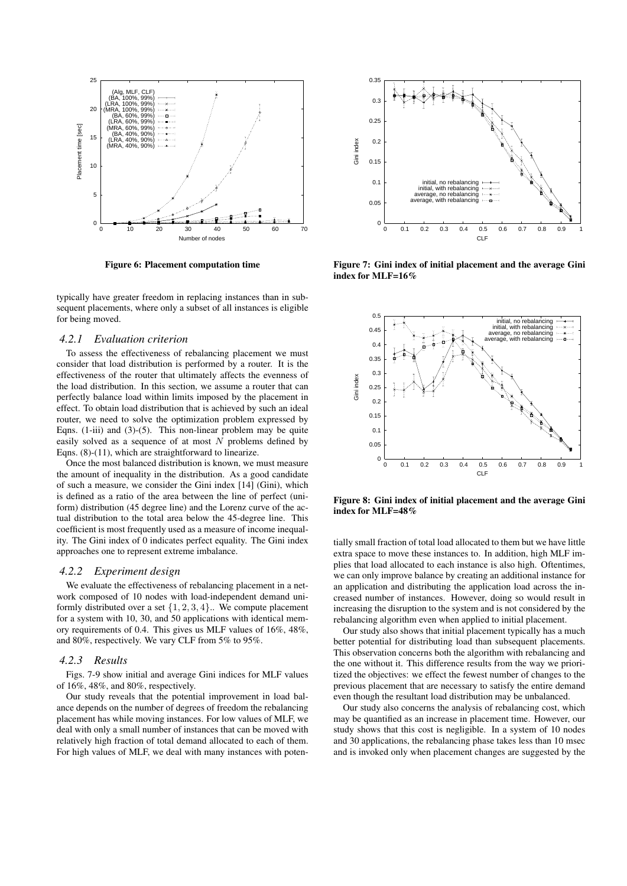Figure 6: Placement computation time

Figure 7: Gini index of initial placement and the average Gini index for MLF=16%

Figure 8: Gini index of initial placement and the average Gini index for MLF=48%

typically have greater freedom in replacing instances than in subsequent placements, where only a subset of all instances is eligible for being moved.

### 4.2.1 Evaluation criterion

To assess the effectiveness of rebalancing placement we must consider that load distribution is performed by a router. It is the effectiveness of the router that ultimately affects the evenness of the load distribution. In this section, we assume a router that can perfectly balance load within limits imposed by the placement in effect. To obtain load distribution that is achieved by such an ideal router, we need to solve the optimization problem expressed by Eqns. (1-iii) and (3)-(5). This non-linear problem may be quite easily solved as a sequence of at most $N$ problems defined by Eqns. (8)-(11), which are straightforward to linearize.

Once the most balanced distribution is known, we must measure the amount of inequality in the distribution. As a good candidate of such a measure, we consider the Gini index [14] (Gini), which is defined as a ratio of the area between the line of perfect (uniform) distribution (45 degree line) and the Lorenz curve of the actual distribution to the total area below the 45-degree line. This coefficient is most frequently used as a measure of income inequality. The Gini index of 0 indicates perfect equality. The Gini index approaches one to represent extreme imbalance.

### 4.2.2 Experiment design

We evaluate the effectiveness of rebalancing placement in a network composed of 10 nodes with load-independent demand uniformly distributed over a set $\{1, 2, 3, 4\}$.. We compute placement for a system with 10, 30, and 50 applications with identical memory requirements of 0.4. This gives us MLF values of 16%, 48%, and 80%, respectively. We vary CLF from 5% to 95%.

### 4.2.3 Results

Figs. 7-9 show initial and average Gini indices for MLF values of 16%, 48%, and 80%, respectively.

Our study reveals that the potential improvement in load balance depends on the number of degrees of freedom the rebalancing placement has while moving instances. For low values of MLF, we deal with only a small number of instances that can be moved with relatively high fraction of total demand allocated to each of them. For high values of MLF, we deal with many instances with potentially small fraction of total load allocated to them but we have little extra space to move these instances to. In addition, high MLF implies that load allocated to each instance is also high. Oftentimes, we can only improve balance by creating an additional instance for an application and distributing the application load across the increased number of instances. However, doing so would result in increasing the disruption to the system and is not considered by the rebalancing algorithm even when applied to initial placement.

Our study also shows that initial placement typically has a much better potential for distributing load than subsequent placements. This observation concerns both the algorithm with rebalancing and the one without it. This difference results from the way we prioritized the objectives: we effect the fewest number of changes to the previous placement that are necessary to satisfy the entire demand even though the resultant load distribution may be unbalanced.

Our study also concerns the analysis of rebalancing cost, which may be quantified as an increase in placement time. However, our study shows that this cost is negligible. In a system of 10 nodes and 30 applications, the rebalancing phase takes less than 10 msec and is invoked only when placement changes are suggested by the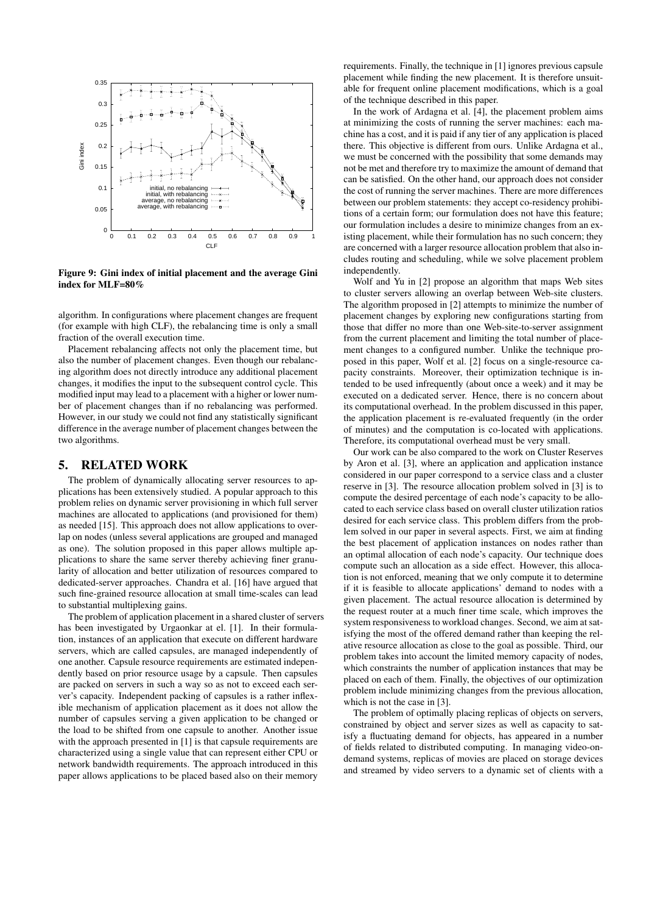Figure 9: Gini index of initial placement and the average Gini index for MLF=80%

algorithm. In configurations where placement changes are frequent (for example with high CLF), the rebalancing time is only a small fraction of the overall execution time.

Placement rebalancing affects not only the placement time, but also the number of placement changes. Even though our rebalancing algorithm does not directly introduce any additional placement changes, it modifies the input to the subsequent control cycle. This modified input may lead to a placement with a higher or lower number of placement changes than if no rebalancing was performed. However, in our study we could not find any statistically significant difference in the average number of placement changes between the two algorithms.

## 5. RELATED WORK

The problem of dynamically allocating server resources to applications has been extensively studied. A popular approach to this problem relies on dynamic server provisioning in which full server machines are allocated to applications (and provisioned for them) as needed [15]. This approach does not allow applications to overlap on nodes (unless several applications are grouped and managed as one). The solution proposed in this paper allows multiple applications to share the same server thereby achieving finer granularity of allocation and better utilization of resources compared to dedicated-server approaches. Chandra et al. [16] have argued that such fine-grained resource allocation at small time-scales can lead to substantial multiplexing gains.

The problem of application placement in a shared cluster of servers has been investigated by Urgaonkar at el. [1]. In their formulation, instances of an application that execute on different hardware servers, which are called capsules, are managed independently of one another. Capsule resource requirements are estimated independently based on prior resource usage by a capsule. Then capsules are packed on servers in such a way so as not to exceed each server's capacity. Independent packing of capsules is a rather inflexible mechanism of application placement as it does not allow the number of capsules serving a given application to be changed or the load to be shifted from one capsule to another. Another issue with the approach presented in [1] is that capsule requirements are characterized using a single value that can represent either CPU or network bandwidth requirements. The approach introduced in this paper allows applications to be placed based also on their memory requirements. Finally, the technique in [1] ignores previous capsule placement while finding the new placement. It is therefore unsuitable for frequent online placement modifications, which is a goal of the technique described in this paper.

In the work of Ardagna et al. [4], the placement problem aims at minimizing the costs of running the server machines: each machine has a cost, and it is paid if any tier of any application is placed there. This objective is different from ours. Unlike Ardagna et al., we must be concerned with the possibility that some demands may not be met and therefore try to maximize the amount of demand that can be satisfied. On the other hand, our approach does not consider the cost of running the server machines. There are more differences between our problem statements: they accept co-residency prohibitions of a certain form; our formulation does not have this feature; our formulation includes a desire to minimize changes from an existing placement, while their formulation has no such concern; they are concerned with a larger resource allocation problem that also includes routing and scheduling, while we solve placement problem independently.

Wolf and Yu in [2] propose an algorithm that maps Web sites to cluster servers allowing an overlap between Web-site clusters. The algorithm proposed in [2] attempts to minimize the number of placement changes by exploring new configurations starting from those that differ no more than one Web-site-to-server assignment from the current placement and limiting the total number of placement changes to a configured number. Unlike the technique proposed in this paper, Wolf et al. [2] focus on a single-resource capacity constraints. Moreover, their optimization technique is intended to be used infrequently (about once a week) and it may be executed on a dedicated server. Hence, there is no concern about its computational overhead. In the problem discussed in this paper, the application placement is re-evaluated frequently (in the order of minutes) and the computation is co-located with applications. Therefore, its computational overhead must be very small.

Our work can be also compared to the work on Cluster Reserves by Aron et al. [3], where an application and application instance considered in our paper correspond to a service class and a cluster reserve in [3]. The resource allocation problem solved in [3] is to compute the desired percentage of each node's capacity to be allocated to each service class based on overall cluster utilization ratios desired for each service class. This problem differs from the problem solved in our paper in several aspects. First, we aim at finding the best placement of application instances on nodes rather than an optimal allocation of each node's capacity. Our technique does compute such an allocation as a side effect. However, this allocation is not enforced, meaning that we only compute it to determine if it is feasible to allocate applications' demand to nodes with a given placement. The actual resource allocation is determined by the request router at a much finer time scale, which improves the system responsiveness to workload changes. Second, we aim at satisfying the most of the offered demand rather than keeping the relative resource allocation as close to the goal as possible. Third, our problem takes into account the limited memory capacity of nodes, which constraints the number of application instances that may be placed on each of them. Finally, the objectives of our optimization problem include minimizing changes from the previous allocation, which is not the case in [3].

The problem of optimally placing replicas of objects on servers, constrained by object and server sizes as well as capacity to satisfy a fluctuating demand for objects, has appeared in a number of fields related to distributed computing. In managing video-on-demand systems, replicas of movies are placed on storage devices and streamed by video servers to a dynamic set of clients with a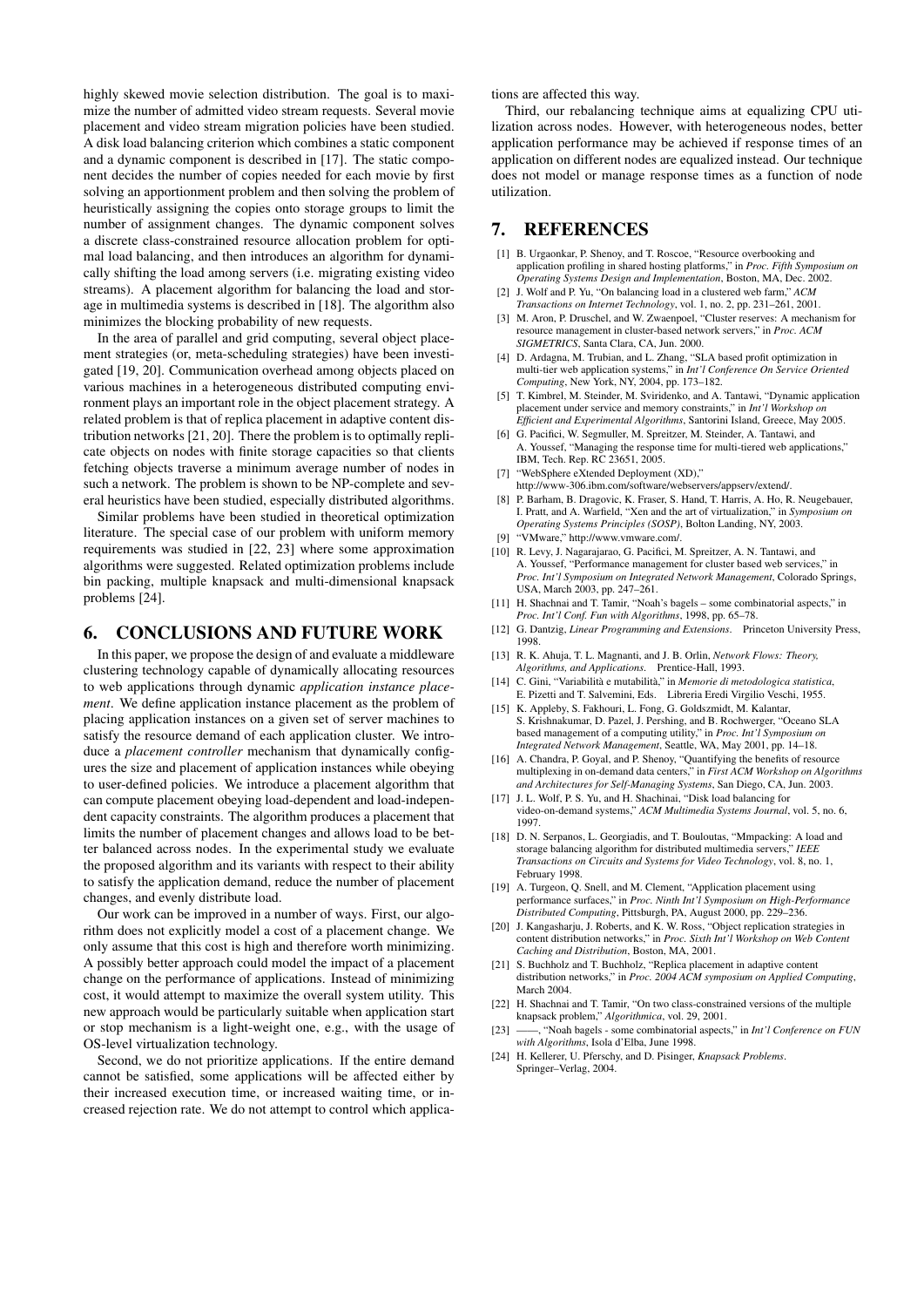highly skewed movie selection distribution. The goal is to maximize the number of admitted video stream requests. Several movie placement and video stream migration policies have been studied. A disk load balancing criterion which combines a static component and a dynamic component is described in [17]. The static component decides the number of copies needed for each movie by first solving an apportionment problem and then solving the problem of heuristically assigning the copies onto storage groups to limit the number of assignment changes. The dynamic component solves a discrete class-constrained resource allocation problem for optimal load balancing, and then introduces an algorithm for dynamically shifting the load among servers (i.e. migrating existing video streams). A placement algorithm for balancing the load and storage in multimedia systems is described in [18]. The algorithm also minimizes the blocking probability of new requests.

In the area of parallel and grid computing, several object placement strategies (or, meta-scheduling strategies) have been investigated [19, 20]. Communication overhead among objects placed on various machines in a heterogeneous distributed computing environment plays an important role in the object placement strategy. A related problem is that of replica placement in adaptive content distribution networks [21, 20]. There the problem is to optimally replicate objects on nodes with finite storage capacities so that clients fetching objects traverse a minimum average number of nodes in such a network. The problem is shown to be NP-complete and several heuristics have been studied, especially distributed algorithms.

Similar problems have been studied in theoretical optimization literature. The special case of our problem with uniform memory requirements was studied in [22, 23] where some approximation algorithms were suggested. Related optimization problems include bin packing, multiple knapsack and multi-dimensional knapsack problems [24].

## 6. CONCLUSIONS AND FUTURE WORK

In this paper, we propose the design of and evaluate a middleware clustering technology capable of dynamically allocating resources to web applications through dynamic *application instance placement*. We define application instance placement as the problem of placing application instances on a given set of server machines to satisfy the resource demand of each application cluster. We introduce a *placement controller* mechanism that dynamically configures the size and placement of application instances while obeying to user-defined policies. We introduce a placement algorithm that can compute placement obeying load-dependent and load-independent capacity constraints. The algorithm produces a placement that limits the number of placement changes and allows load to be better balanced across nodes. In the experimental study we evaluate the proposed algorithm and its variants with respect to their ability to satisfy the application demand, reduce the number of placement changes, and evenly distribute load.

Our work can be improved in a number of ways. First, our algorithm does not explicitly model a cost of a placement change. We only assume that this cost is high and therefore worth minimizing. A possibly better approach could model the impact of a placement change on the performance of applications. Instead of minimizing cost, it would attempt to maximize the overall system utility. This new approach would be particularly suitable when application start or stop mechanism is a light-weight one, e.g., with the usage of OS-level virtualization technology.

Second, we do not prioritize applications. If the entire demand cannot be satisfied, some applications will be affected either by their increased execution time, or increased waiting time, or increased rejection rate. We do not attempt to control which applications are affected this way.

Third, our rebalancing technique aims at equalizing CPU utilization across nodes. However, with heterogeneous nodes, better application performance may be achieved if response times of an application on different nodes are equalized instead. Our technique does not model or manage response times as a function of node utilization.

## 7. REFERENCES

[1] B. Urgaonkar, P. Shenoy, and T. Roscoe, "Resource overbooking and application profiling in shared hosting platforms," in *Proc. Fifth Symposium on Operating Systems Design and Implementation*, Boston, MA, Dec. 2002.

[2] J. Wolf and P. Yu, "On balancing load in a clustered web farm," *ACM Transactions on Internet Technology*, vol. 1, no. 2, pp. 231–261, 2001.

[3] M. Aron, P. Druschel, and W. Zwaenpoel, "Cluster reserves: A mechanism for resource management in cluster-based network servers," in *Proc. ACM SIGMETRICS*, Santa Clara, CA, Jun. 2000.

[4] D. Ardagna, M. Trubian, and L. Zhang, "SLA based profit optimization in multi-tier web application systems," in *Int'l Conference On Service Oriented Computing*, New York, NY, 2004, pp. 173–182.

[5] T. Kimbrel, M. Steinder, M. Sviridenko, and A. Tantawi, "Dynamic application placement under service and memory constraints," in *Int'l Workshop on Efficient and Experimental Algorithms*, Santorini Island, Greece, May 2005.

[6] G. Pacifici, W. Segmuller, M. Spreitzer, M. Steinder, A. Tantawi, and A. Youssef, "Managing the response time for multi-tiered web applications," IBM, Tech. Rep. RC 23651, 2005.

[7] "WebSphere eXtended Deployment (XD)," http://www-306.ibm.com/software/webservers/appserv/extend/.

[8] P. Barham, B. Dragovic, K. Fraser, S. Hand, T. Harris, A. Ho, R. Neugebauer, I. Pratt, and A. Warfield, "Xen and the art of virtualization," in *Symposium on Operating Systems Principles (SOSP)*, Bolton Landing, NY, 2003.

[9] "VMware," http://www.vmware.com/.

[10] R. Levy, J. Nagarajarao, G. Pacifici, M. Spreitzer, A. N. Tantawi, and A. Youssef, "Performance management for cluster based web services," in *Proc. Int'l Symposium on Integrated Network Management*, Colorado Springs, USA, March 2003, pp. 247–261.

[11] H. Shachnai and T. Tamir, "Noah's bagels – some combinatorial aspects," in *Proc. Int'l Conf. Fun with Algorithms*, 1998, pp. 65–78.

[12] G. Dantzig, *Linear Programming and Extensions*. Princeton University Press, 1998.

[13] R. K. Ahuja, T. L. Magnanti, and J. B. Orlin, *Network Flows: Theory, Algorithms, and Applications*. Prentice-Hall, 1993.

[14] C. Gini, "Variabilità e mutabilità," in *Memorie di metodologica statistica*, E. Pizetti and T. Salvemini, Eds. Libreria Eredi Virgilio Veschi, 1955.

[15] K. Appleby, S. Fakhouri, L. Fong, G. Goldszmidt, M. Kalantar, S. Krishnakumar, D. Pazel, J. Pershing, and B. Rochwerger, "Oceano SLA based management of a computing utility," in *Proc. Int'l Symposium on Integrated Network Management*, Seattle, WA, May 2001, pp. 14–18.

[16] A. Chandra, P. Goyal, and P. Shenoy, "Quantifying the benefits of resource multiplexing in on-demand data centers," in *First ACM Workshop on Algorithms and Architectures for Self-Managing Systems*, San Diego, CA, Jun. 2003.

[17] J. L. Wolf, P. S. Yu, and H. Shachinai, "Disk load balancing for video-on-demand systems," *ACM Multimedia Systems Journal*, vol. 5, no. 6, 1997.

[18] D. N. Serpanos, L. Georgiadis, and T. Bouloutas, "Mmpacking: A load and storage balancing algorithm for distributed multimedia servers," *IEEE Transactions on Circuits and Systems for Video Technology*, vol. 8, no. 1, February 1998.

[19] A. Turgeon, Q. Snell, and M. Clement, "Application placement using performance surfaces," in *Proc. Ninth Int'l Symposium on High-Performance Distributed Computing*, Pittsburgh, PA, August 2000, pp. 229–236.

[20] J. Kangasharju, J. Roberts, and K. W. Ross, "Object replication strategies in content distribution networks," in *Proc. Sixth Int'l Workshop on Web Content Caching and Distribution*, Boston, MA, 2001.

[21] S. Buchholz and T. Buchholz, "Replica placement in adaptive content distribution networks," in *Proc. 2004 ACM symposium on Applied Computing*, March 2004.

[22] H. Shachnai and T. Tamir, "On two class-constrained versions of the multiple knapsack problem," *Algorithmica*, vol. 29, 2001.

[23] ——, "Noah bagels - some combinatorial aspects," in *Int'l Conference on FUN with Algorithms*, Isola d'Elba, June 1998.

[24] H. Kellerer, U. Pferschy, and D. Pisinger, *Knapsack Problems*. Springer–Verlag, 2004.